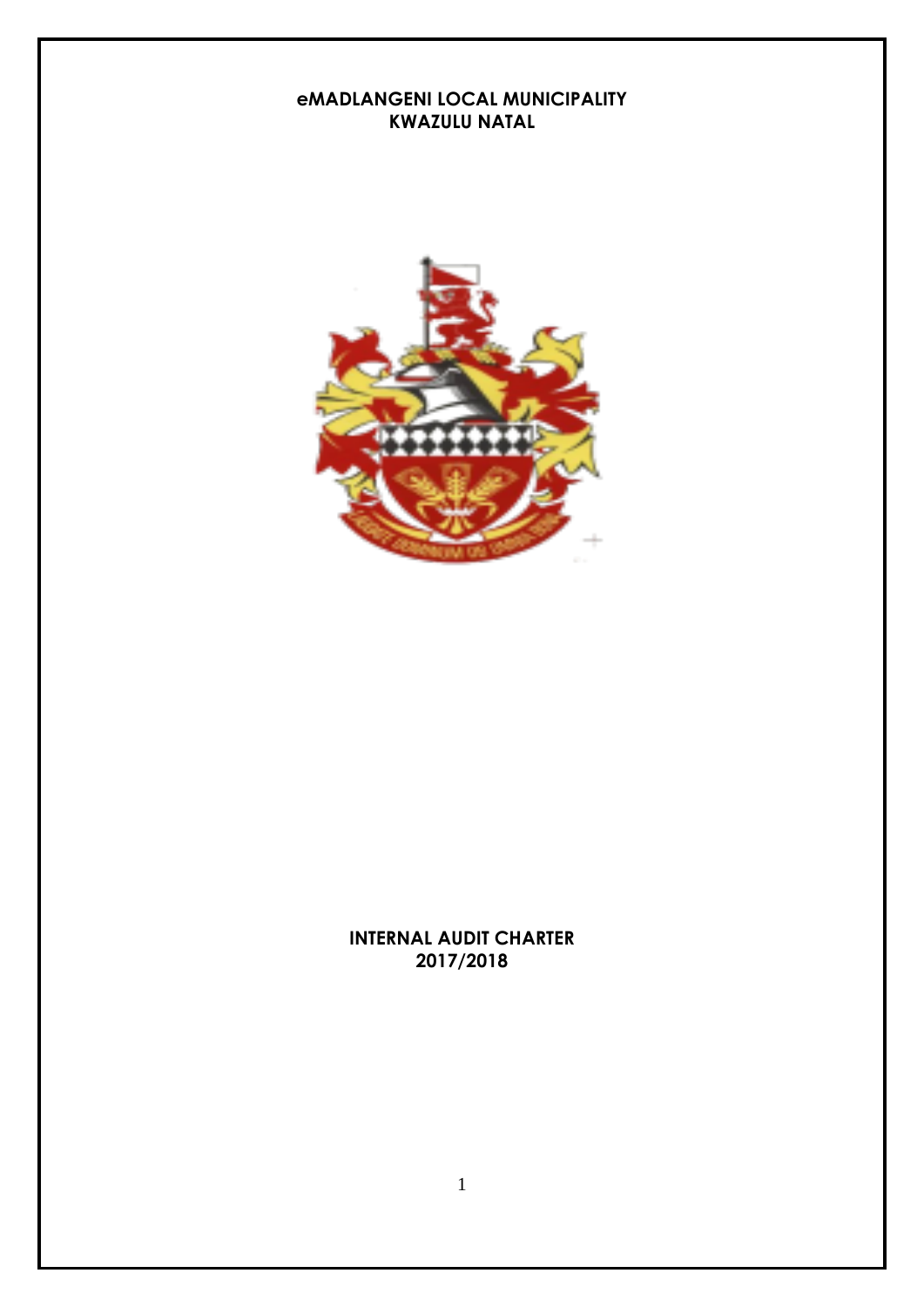**eMADLANGENI LOCAL MUNICIPALITY**
**KWAZULU NATAL**

# INTERNAL AUDIT CHARTER
## 2017/2018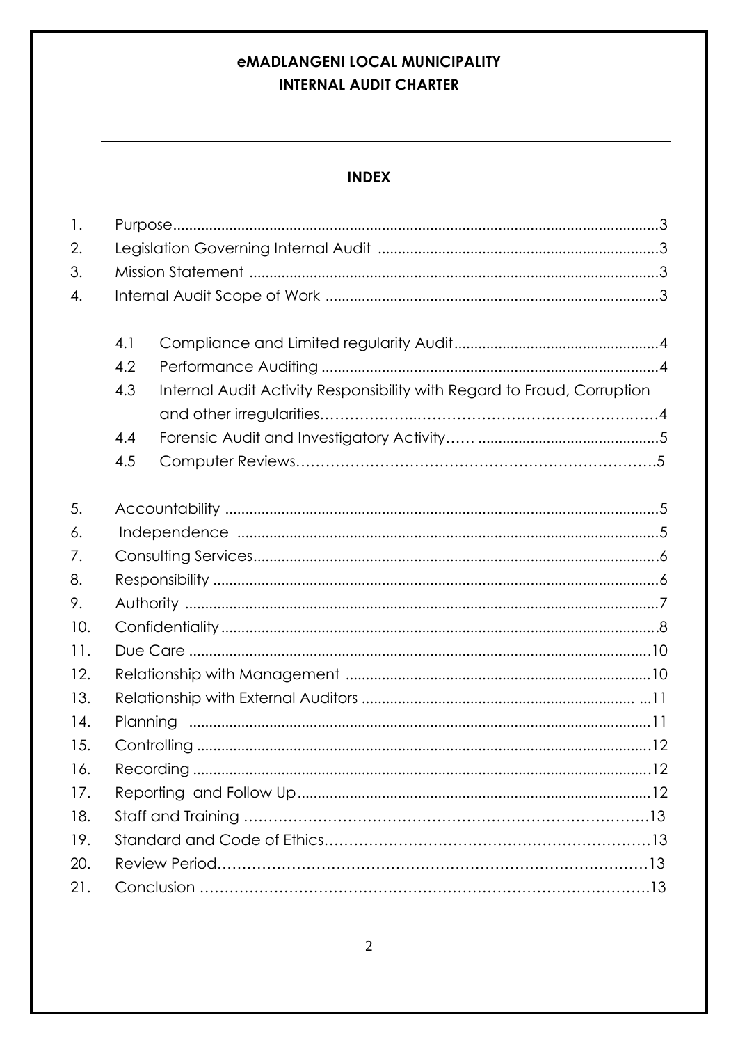**eMADLANGENI LOCAL MUNICIPALITY**
**INTERNAL AUDIT CHARTER**

---

## INDEX

1. Purpose....................................................................................................................3
2. Legislation Governing Internal Audit ......................................................................3
3. Mission Statement ....................................................................................................3
4. Internal Audit Scope of Work ..................................................................................3

    4.1 Compliance and Limited regularity Audit..................................................4
    4.2 Performance Auditing ..................................................................................4
    4.3 Internal Audit Activity Responsibility with Regard to Fraud, Corruption and other irregularities……………….………………………………………4
    4.4 Forensic Audit and Investigatory Activity…… ............................................5
    4.5 Computer Reviews………………………………………………………….5

5. Accountability ..........................................................................................................5
6. Independence .........................................................................................................5
7. Consulting Services..................................................................................................6
8. Responsibility ...........................................................................................................6
9. Authority ..................................................................................................................7
10. Confidentiality..........................................................................................................8
11. Due Care ................................................................................................................10
12. Relationship with Management ...........................................................................10
13. Relationship with External Auditors ................................................................... ...11
14. Planning ................................................................................................................11
15. Controlling ..............................................................................................................12
16. Recording ...............................................................................................................12
17. Reporting and Follow Up.......................................................................................12
18. Staff and Training ……………………………………………………………………13
19. Standard and Code of Ethics……………………………………………………….13
20. Review Period………………………………………………………………………13
21. Conclusion ………………………………………………………………………….13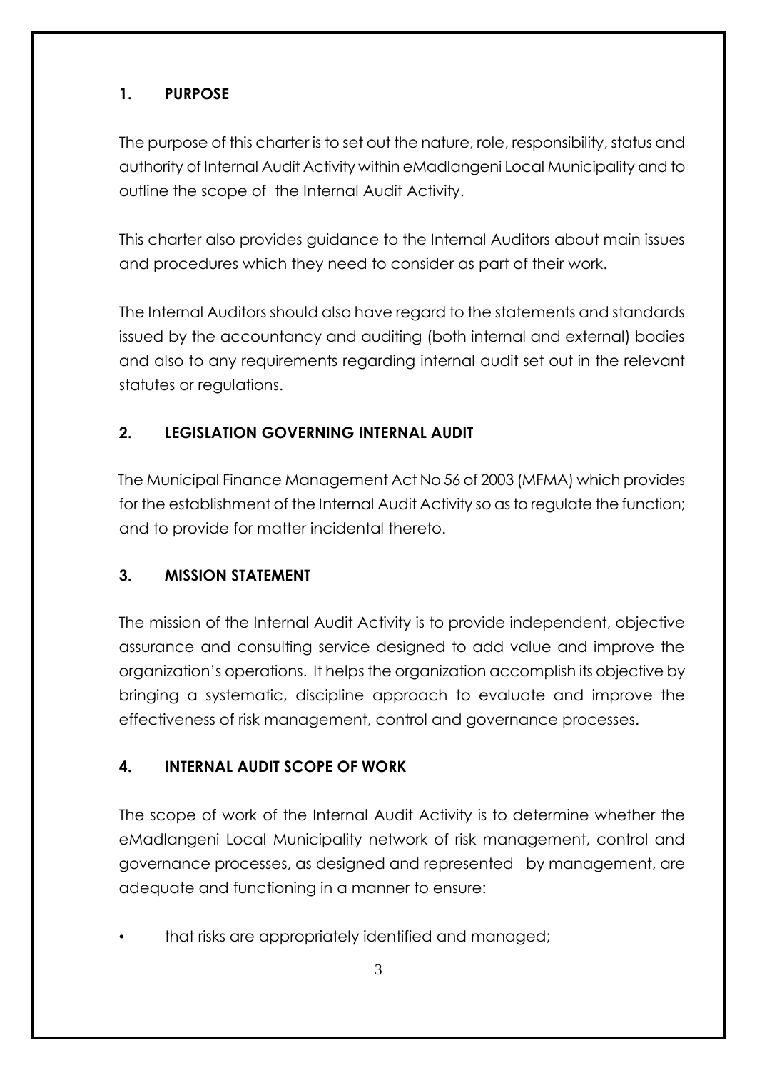## 1. PURPOSE

The purpose of this charter is to set out the nature, role, responsibility, status and authority of Internal Audit Activity within eMadlangeni Local Municipality and to outline the scope of the Internal Audit Activity.

This charter also provides guidance to the Internal Auditors about main issues and procedures which they need to consider as part of their work.

The Internal Auditors should also have regard to the statements and standards issued by the accountancy and auditing (both internal and external) bodies and also to any requirements regarding internal audit set out in the relevant statutes or regulations.

## 2. LEGISLATION GOVERNING INTERNAL AUDIT

The Municipal Finance Management Act No 56 of 2003 (MFMA) which provides for the establishment of the Internal Audit Activity so as to regulate the function; and to provide for matter incidental thereto.

## 3. MISSION STATEMENT

The mission of the Internal Audit Activity is to provide independent, objective assurance and consulting service designed to add value and improve the organization's operations. It helps the organization accomplish its objective by bringing a systematic, discipline approach to evaluate and improve the effectiveness of risk management, control and governance processes.

## 4. INTERNAL AUDIT SCOPE OF WORK

The scope of work of the Internal Audit Activity is to determine whether the eMadlangeni Local Municipality network of risk management, control and governance processes, as designed and represented by management, are adequate and functioning in a manner to ensure:

- that risks are appropriately identified and managed;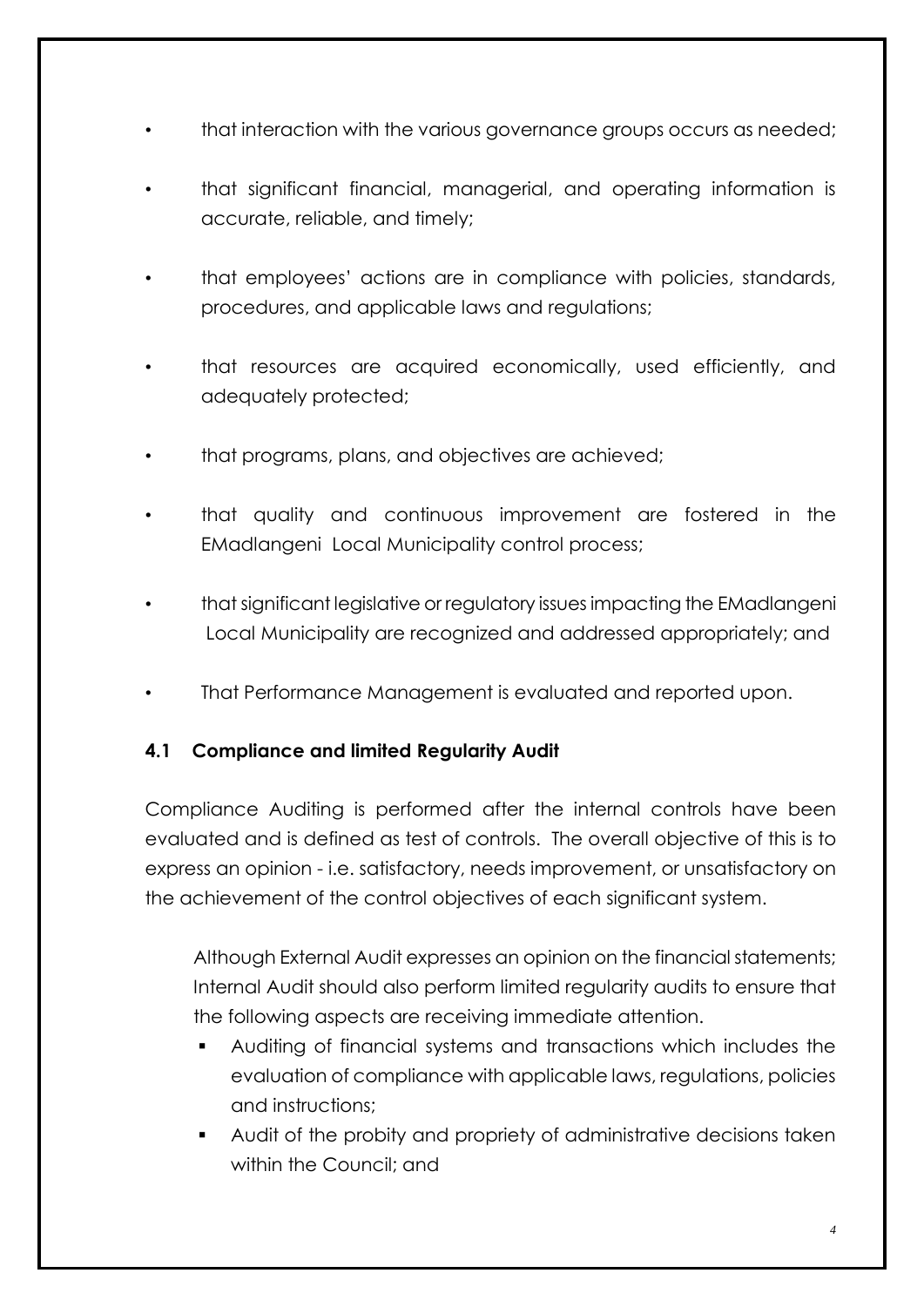- that interaction with the various governance groups occurs as needed;
- that significant financial, managerial, and operating information is accurate, reliable, and timely;
- that employees' actions are in compliance with policies, standards, procedures, and applicable laws and regulations;
- that resources are acquired economically, used efficiently, and adequately protected;
- that programs, plans, and objectives are achieved;
- that quality and continuous improvement are fostered in the EMadlangeni Local Municipality control process;
- that significant legislative or regulatory issues impacting the EMadlangeni Local Municipality are recognized and addressed appropriately; and
- That Performance Management is evaluated and reported upon.

### 4.1 Compliance and limited Regularity Audit

Compliance Auditing is performed after the internal controls have been evaluated and is defined as test of controls. The overall objective of this is to express an opinion - i.e. satisfactory, needs improvement, or unsatisfactory on the achievement of the control objectives of each significant system.

Although External Audit expresses an opinion on the financial statements; Internal Audit should also perform limited regularity audits to ensure that the following aspects are receiving immediate attention.

- Auditing of financial systems and transactions which includes the evaluation of compliance with applicable laws, regulations, policies and instructions;
- Audit of the probity and propriety of administrative decisions taken within the Council; and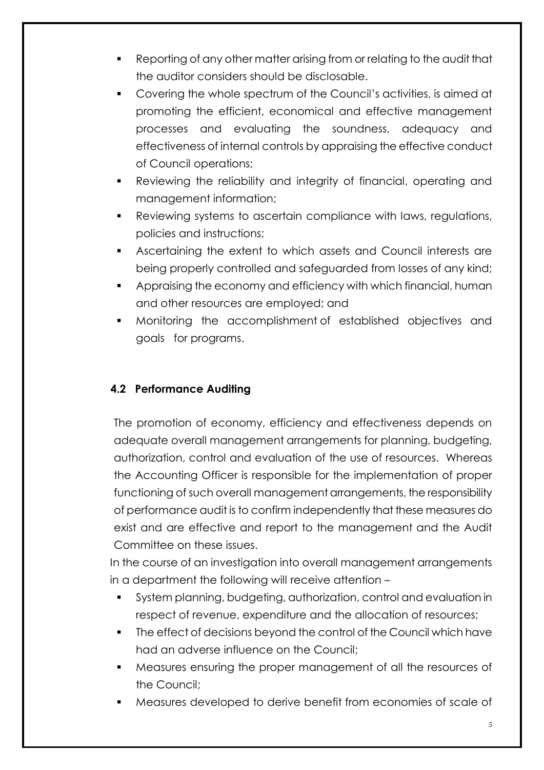- Reporting of any other matter arising from or relating to the audit that the auditor considers should be disclosable.
- Covering the whole spectrum of the Council's activities, is aimed at promoting the efficient, economical and effective management processes and evaluating the soundness, adequacy and effectiveness of internal controls by appraising the effective conduct of Council operations;
- Reviewing the reliability and integrity of financial, operating and management information;
- Reviewing systems to ascertain compliance with laws, regulations, policies and instructions;
- Ascertaining the extent to which assets and Council interests are being properly controlled and safeguarded from losses of any kind;
- Appraising the economy and efficiency with which financial, human and other resources are employed; and
- Monitoring the accomplishment of established objectives and goals for programs.

### 4.2 Performance Auditing

The promotion of economy, efficiency and effectiveness depends on adequate overall management arrangements for planning, budgeting, authorization, control and evaluation of the use of resources. Whereas the Accounting Officer is responsible for the implementation of proper functioning of such overall management arrangements, the responsibility of performance audit is to confirm independently that these measures do exist and are effective and report to the management and the Audit Committee on these issues.

In the course of an investigation into overall management arrangements in a department the following will receive attention –

- System planning, budgeting, authorization, control and evaluation in respect of revenue, expenditure and the allocation of resources;
- The effect of decisions beyond the control of the Council which have had an adverse influence on the Council;
- Measures ensuring the proper management of all the resources of the Council;
- Measures developed to derive benefit from economies of scale of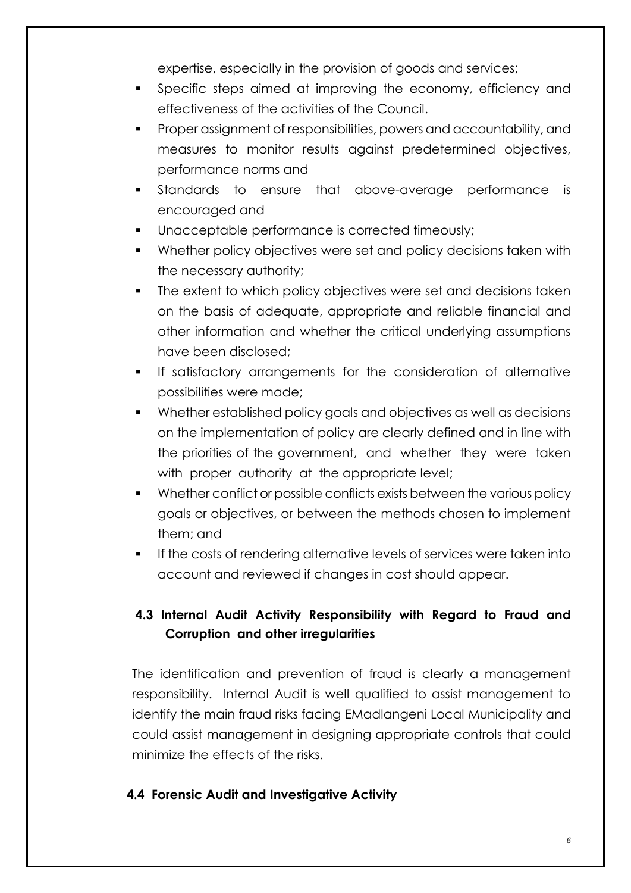expertise, especially in the provision of goods and services;

- Specific steps aimed at improving the economy, efficiency and effectiveness of the activities of the Council.
- Proper assignment of responsibilities, powers and accountability, and measures to monitor results against predetermined objectives, performance norms and
- Standards to ensure that above-average performance is encouraged and
- Unacceptable performance is corrected timeously;
- Whether policy objectives were set and policy decisions taken with the necessary authority;
- The extent to which policy objectives were set and decisions taken on the basis of adequate, appropriate and reliable financial and other information and whether the critical underlying assumptions have been disclosed;
- If satisfactory arrangements for the consideration of alternative possibilities were made;
- Whether established policy goals and objectives as well as decisions on the implementation of policy are clearly defined and in line with the priorities of the government, and whether they were taken with proper authority at the appropriate level;
- Whether conflict or possible conflicts exists between the various policy goals or objectives, or between the methods chosen to implement them; and
- If the costs of rendering alternative levels of services were taken into account and reviewed if changes in cost should appear.

### 4.3 Internal Audit Activity Responsibility with Regard to Fraud and Corruption and other irregularities

The identification and prevention of fraud is clearly a management responsibility. Internal Audit is well qualified to assist management to identify the main fraud risks facing EMadlangeni Local Municipality and could assist management in designing appropriate controls that could minimize the effects of the risks.

### 4.4 Forensic Audit and Investigative Activity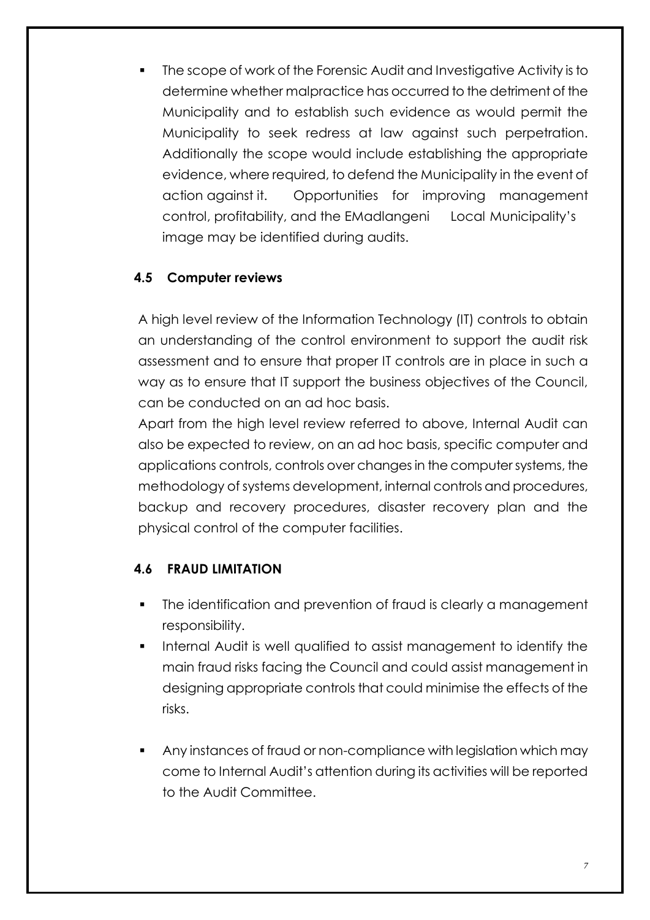- The scope of work of the Forensic Audit and Investigative Activity is to determine whether malpractice has occurred to the detriment of the Municipality and to establish such evidence as would permit the Municipality to seek redress at law against such perpetration. Additionally the scope would include establishing the appropriate evidence, where required, to defend the Municipality in the event of action against it. Opportunities for improving management control, profitability, and the EMadlangeni Local Municipality's image may be identified during audits.

### 4.5 Computer reviews

A high level review of the Information Technology (IT) controls to obtain an understanding of the control environment to support the audit risk assessment and to ensure that proper IT controls are in place in such a way as to ensure that IT support the business objectives of the Council, can be conducted on an ad hoc basis.

Apart from the high level review referred to above, Internal Audit can also be expected to review, on an ad hoc basis, specific computer and applications controls, controls over changes in the computer systems, the methodology of systems development, internal controls and procedures, backup and recovery procedures, disaster recovery plan and the physical control of the computer facilities.

### 4.6 FRAUD LIMITATION

- The identification and prevention of fraud is clearly a management responsibility.
- Internal Audit is well qualified to assist management to identify the main fraud risks facing the Council and could assist management in designing appropriate controls that could minimise the effects of the risks.
- Any instances of fraud or non-compliance with legislation which may come to Internal Audit's attention during its activities will be reported to the Audit Committee.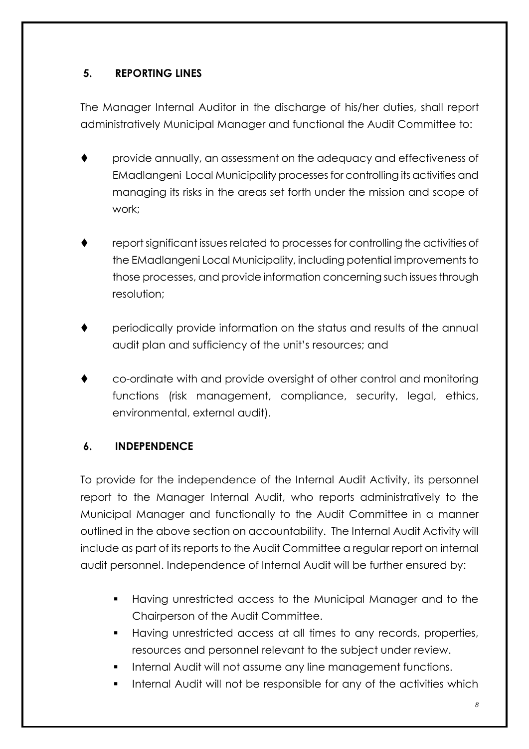## 5. REPORTING LINES

The Manager Internal Auditor in the discharge of his/her duties, shall report administratively Municipal Manager and functional the Audit Committee to:

- provide annually, an assessment on the adequacy and effectiveness of EMadlangeni Local Municipality processes for controlling its activities and managing its risks in the areas set forth under the mission and scope of work;
- report significant issues related to processes for controlling the activities of the EMadlangeni Local Municipality, including potential improvements to those processes, and provide information concerning such issues through resolution;
- periodically provide information on the status and results of the annual audit plan and sufficiency of the unit's resources; and
- co-ordinate with and provide oversight of other control and monitoring functions (risk management, compliance, security, legal, ethics, environmental, external audit).

## 6. INDEPENDENCE

To provide for the independence of the Internal Audit Activity, its personnel report to the Manager Internal Audit, who reports administratively to the Municipal Manager and functionally to the Audit Committee in a manner outlined in the above section on accountability. The Internal Audit Activity will include as part of its reports to the Audit Committee a regular report on internal audit personnel. Independence of Internal Audit will be further ensured by:

- Having unrestricted access to the Municipal Manager and to the Chairperson of the Audit Committee.
- Having unrestricted access at all times to any records, properties, resources and personnel relevant to the subject under review.
- Internal Audit will not assume any line management functions.
- Internal Audit will not be responsible for any of the activities which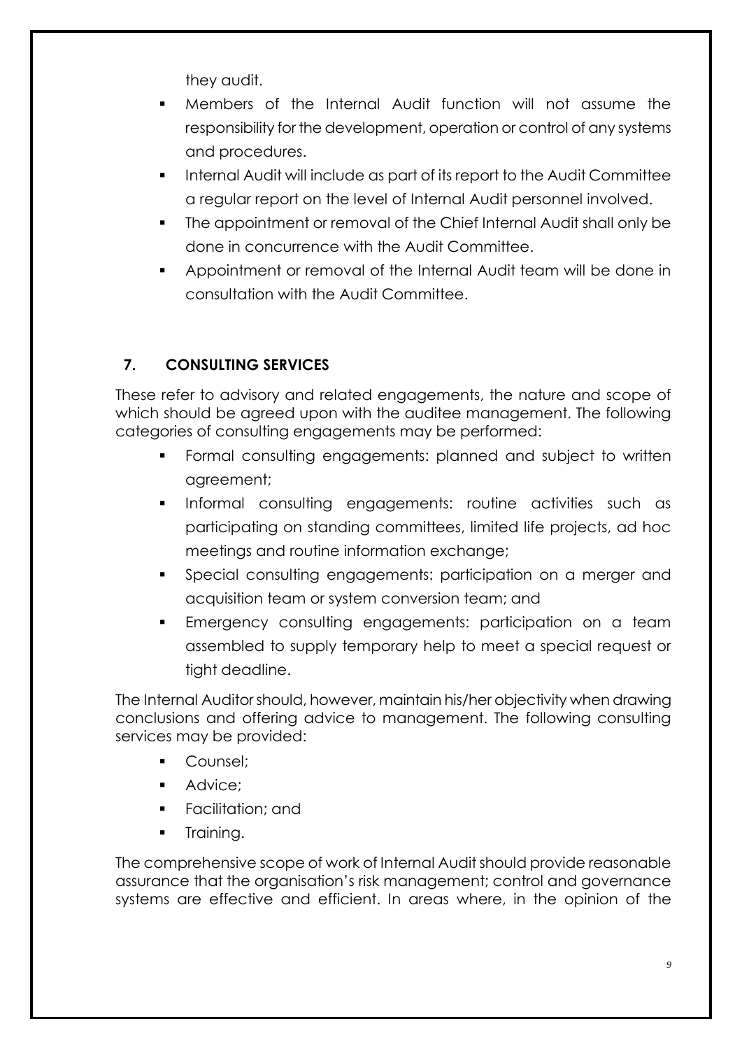they audit.

- Members of the Internal Audit function will not assume the responsibility for the development, operation or control of any systems and procedures.
- Internal Audit will include as part of its report to the Audit Committee a regular report on the level of Internal Audit personnel involved.
- The appointment or removal of the Chief Internal Audit shall only be done in concurrence with the Audit Committee.
- Appointment or removal of the Internal Audit team will be done in consultation with the Audit Committee.

## 7. CONSULTING SERVICES

These refer to advisory and related engagements, the nature and scope of which should be agreed upon with the auditee management. The following categories of consulting engagements may be performed:

- Formal consulting engagements: planned and subject to written agreement;
- Informal consulting engagements: routine activities such as participating on standing committees, limited life projects, ad hoc meetings and routine information exchange;
- Special consulting engagements: participation on a merger and acquisition team or system conversion team; and
- Emergency consulting engagements: participation on a team assembled to supply temporary help to meet a special request or tight deadline.

The Internal Auditor should, however, maintain his/her objectivity when drawing conclusions and offering advice to management. The following consulting services may be provided:

- Counsel;
- Advice;
- Facilitation; and
- Training.

The comprehensive scope of work of Internal Audit should provide reasonable assurance that the organisation's risk management; control and governance systems are effective and efficient. In areas where, in the opinion of the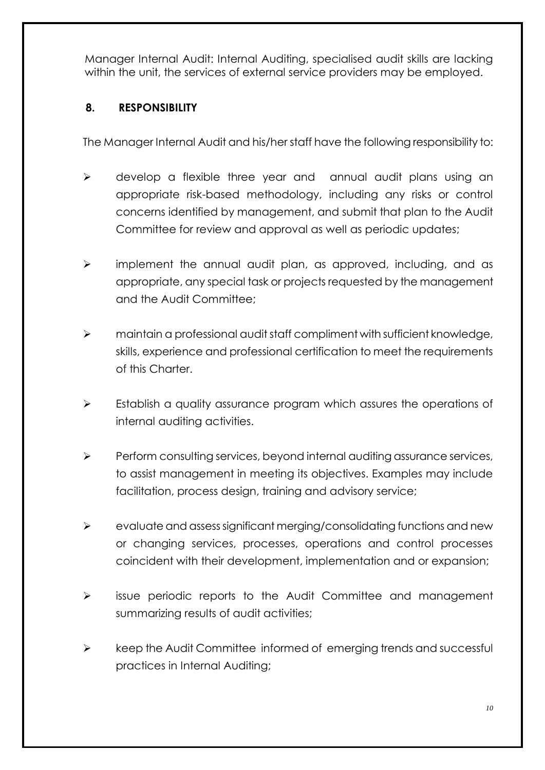Manager Internal Audit: Internal Auditing, specialised audit skills are lacking within the unit, the services of external service providers may be employed.

## 8. RESPONSIBILITY

The Manager Internal Audit and his/her staff have the following responsibility to:

- develop a flexible three year and annual audit plans using an appropriate risk-based methodology, including any risks or control concerns identified by management, and submit that plan to the Audit Committee for review and approval as well as periodic updates;

- implement the annual audit plan, as approved, including, and as appropriate, any special task or projects requested by the management and the Audit Committee;

- maintain a professional audit staff compliment with sufficient knowledge, skills, experience and professional certification to meet the requirements of this Charter.

- Establish a quality assurance program which assures the operations of internal auditing activities.

- Perform consulting services, beyond internal auditing assurance services, to assist management in meeting its objectives. Examples may include facilitation, process design, training and advisory service;

- evaluate and assess significant merging/consolidating functions and new or changing services, processes, operations and control processes coincident with their development, implementation and or expansion;

- issue periodic reports to the Audit Committee and management summarizing results of audit activities;

- keep the Audit Committee informed of emerging trends and successful practices in Internal Auditing;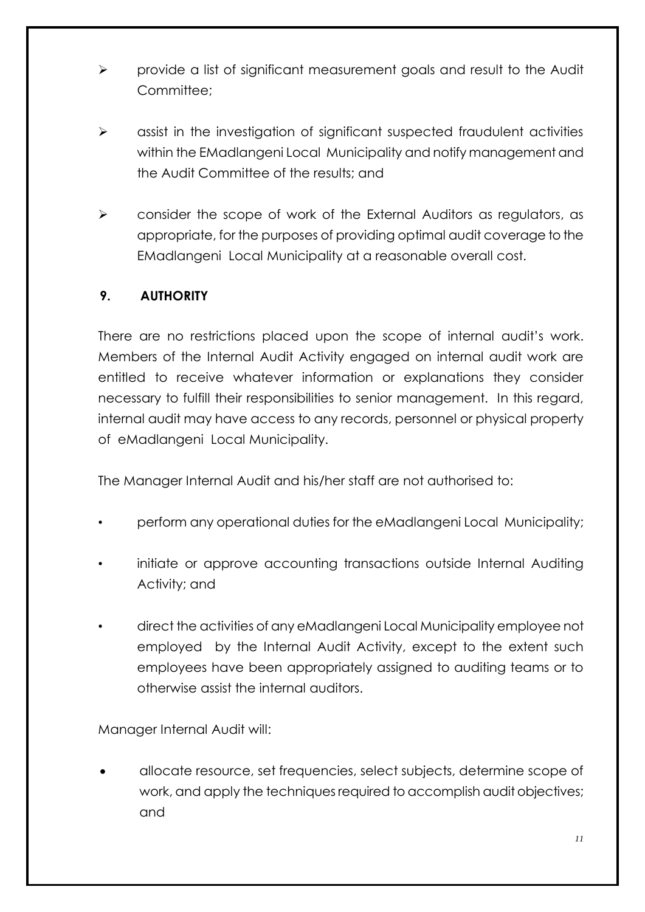- provide a list of significant measurement goals and result to the Audit Committee;
- assist in the investigation of significant suspected fraudulent activities within the EMadlangeni Local Municipality and notify management and the Audit Committee of the results; and
- consider the scope of work of the External Auditors as regulators, as appropriate, for the purposes of providing optimal audit coverage to the EMadlangeni Local Municipality at a reasonable overall cost.

## 9. AUTHORITY

There are no restrictions placed upon the scope of internal audit's work. Members of the Internal Audit Activity engaged on internal audit work are entitled to receive whatever information or explanations they consider necessary to fulfill their responsibilities to senior management. In this regard, internal audit may have access to any records, personnel or physical property of eMadlangeni Local Municipality.

The Manager Internal Audit and his/her staff are not authorised to:

- perform any operational duties for the eMadlangeni Local Municipality;
- initiate or approve accounting transactions outside Internal Auditing Activity; and
- direct the activities of any eMadlangeni Local Municipality employee not employed by the Internal Audit Activity, except to the extent such employees have been appropriately assigned to auditing teams or to otherwise assist the internal auditors.

Manager Internal Audit will:

- allocate resource, set frequencies, select subjects, determine scope of work, and apply the techniques required to accomplish audit objectives; and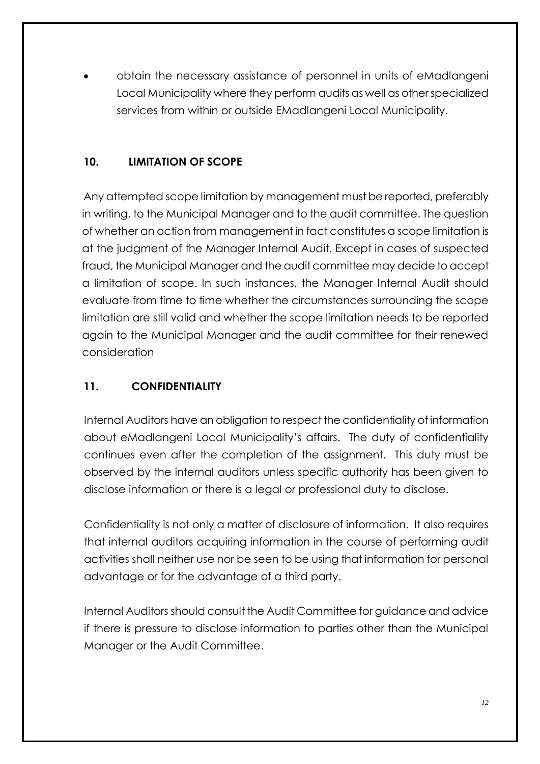- obtain the necessary assistance of personnel in units of eMadlangeni Local Municipality where they perform audits as well as other specialized services from within or outside EMadlangeni Local Municipality.

## 10. LIMITATION OF SCOPE

Any attempted scope limitation by management must be reported, preferably in writing, to the Municipal Manager and to the audit committee. The question of whether an action from management in fact constitutes a scope limitation is at the judgment of the Manager Internal Audit. Except in cases of suspected fraud, the Municipal Manager and the audit committee may decide to accept a limitation of scope. In such instances, the Manager Internal Audit should evaluate from time to time whether the circumstances surrounding the scope limitation are still valid and whether the scope limitation needs to be reported again to the Municipal Manager and the audit committee for their renewed consideration

## 11. CONFIDENTIALITY

Internal Auditors have an obligation to respect the confidentiality of information about eMadlangeni Local Municipality's affairs. The duty of confidentiality continues even after the completion of the assignment. This duty must be observed by the internal auditors unless specific authority has been given to disclose information or there is a legal or professional duty to disclose.

Confidentiality is not only a matter of disclosure of information. It also requires that internal auditors acquiring information in the course of performing audit activities shall neither use nor be seen to be using that information for personal advantage or for the advantage of a third party.

Internal Auditors should consult the Audit Committee for guidance and advice if there is pressure to disclose information to parties other than the Municipal Manager or the Audit Committee.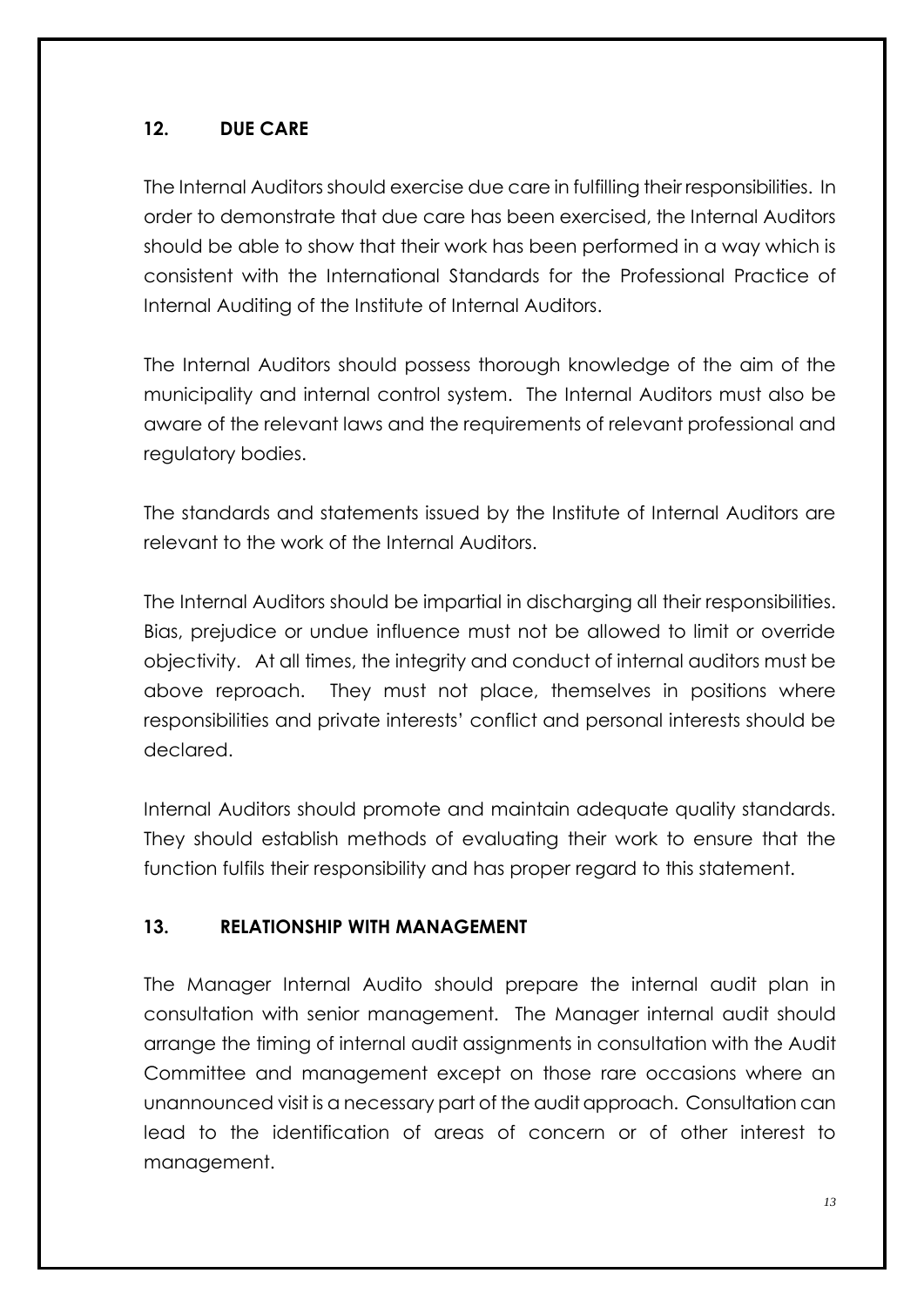## 12. DUE CARE

The Internal Auditors should exercise due care in fulfilling their responsibilities. In order to demonstrate that due care has been exercised, the Internal Auditors should be able to show that their work has been performed in a way which is consistent with the International Standards for the Professional Practice of Internal Auditing of the Institute of Internal Auditors.

The Internal Auditors should possess thorough knowledge of the aim of the municipality and internal control system. The Internal Auditors must also be aware of the relevant laws and the requirements of relevant professional and regulatory bodies.

The standards and statements issued by the Institute of Internal Auditors are relevant to the work of the Internal Auditors.

The Internal Auditors should be impartial in discharging all their responsibilities. Bias, prejudice or undue influence must not be allowed to limit or override objectivity. At all times, the integrity and conduct of internal auditors must be above reproach. They must not place, themselves in positions where responsibilities and private interests' conflict and personal interests should be declared.

Internal Auditors should promote and maintain adequate quality standards. They should establish methods of evaluating their work to ensure that the function fulfils their responsibility and has proper regard to this statement.

## 13. RELATIONSHIP WITH MANAGEMENT

The Manager Internal Audito should prepare the internal audit plan in consultation with senior management. The Manager internal audit should arrange the timing of internal audit assignments in consultation with the Audit Committee and management except on those rare occasions where an unannounced visit is a necessary part of the audit approach. Consultation can lead to the identification of areas of concern or of other interest to management.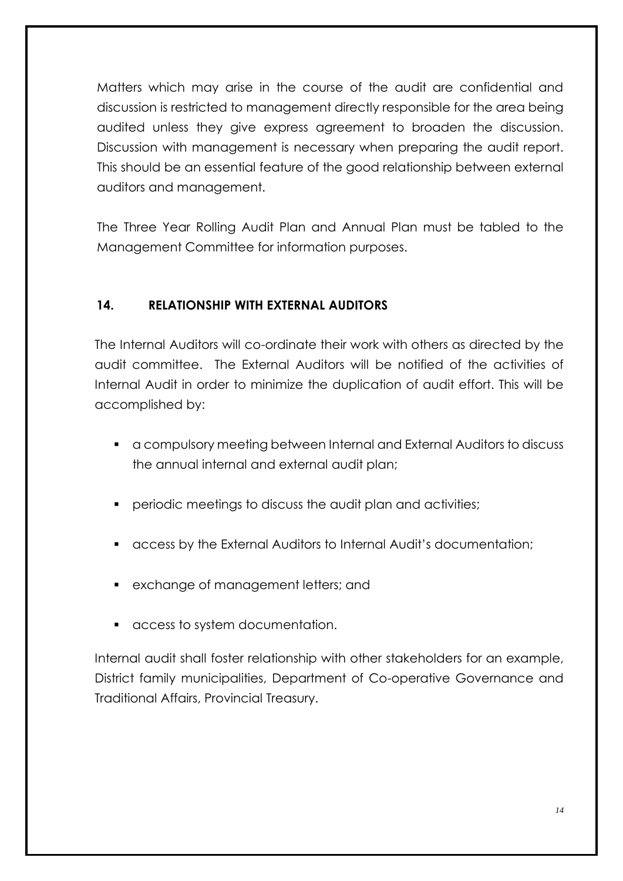Matters which may arise in the course of the audit are confidential and discussion is restricted to management directly responsible for the area being audited unless they give express agreement to broaden the discussion. Discussion with management is necessary when preparing the audit report. This should be an essential feature of the good relationship between external auditors and management.

The Three Year Rolling Audit Plan and Annual Plan must be tabled to the Management Committee for information purposes.

## 14. RELATIONSHIP WITH EXTERNAL AUDITORS

The Internal Auditors will co-ordinate their work with others as directed by the audit committee. The External Auditors will be notified of the activities of Internal Audit in order to minimize the duplication of audit effort. This will be accomplished by:

- a compulsory meeting between Internal and External Auditors to discuss the annual internal and external audit plan;
- periodic meetings to discuss the audit plan and activities;
- access by the External Auditors to Internal Audit's documentation;
- exchange of management letters; and
- access to system documentation.

Internal audit shall foster relationship with other stakeholders for an example, District family municipalities, Department of Co-operative Governance and Traditional Affairs, Provincial Treasury.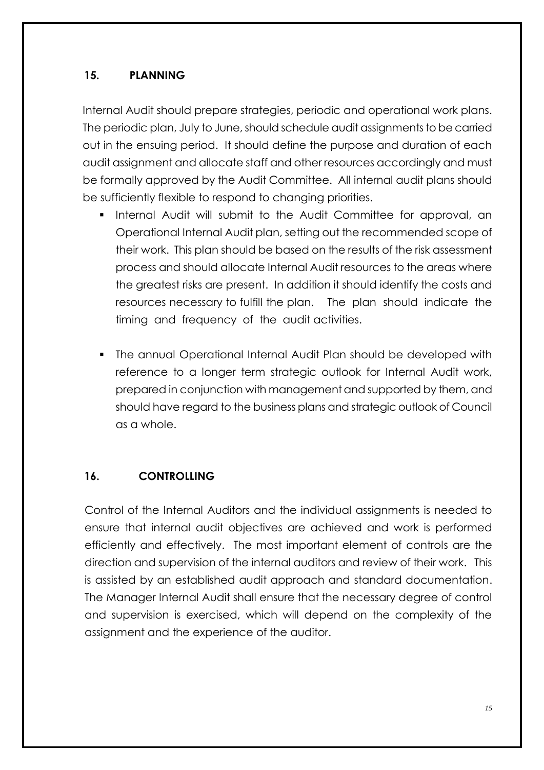## 15. PLANNING

Internal Audit should prepare strategies, periodic and operational work plans. The periodic plan, July to June, should schedule audit assignments to be carried out in the ensuing period. It should define the purpose and duration of each audit assignment and allocate staff and other resources accordingly and must be formally approved by the Audit Committee. All internal audit plans should be sufficiently flexible to respond to changing priorities.

- Internal Audit will submit to the Audit Committee for approval, an Operational Internal Audit plan, setting out the recommended scope of their work. This plan should be based on the results of the risk assessment process and should allocate Internal Audit resources to the areas where the greatest risks are present. In addition it should identify the costs and resources necessary to fulfill the plan. The plan should indicate the timing and frequency of the audit activities.

- The annual Operational Internal Audit Plan should be developed with reference to a longer term strategic outlook for Internal Audit work, prepared in conjunction with management and supported by them, and should have regard to the business plans and strategic outlook of Council as a whole.

## 16. CONTROLLING

Control of the Internal Auditors and the individual assignments is needed to ensure that internal audit objectives are achieved and work is performed efficiently and effectively. The most important element of controls are the direction and supervision of the internal auditors and review of their work. This is assisted by an established audit approach and standard documentation. The Manager Internal Audit shall ensure that the necessary degree of control and supervision is exercised, which will depend on the complexity of the assignment and the experience of the auditor.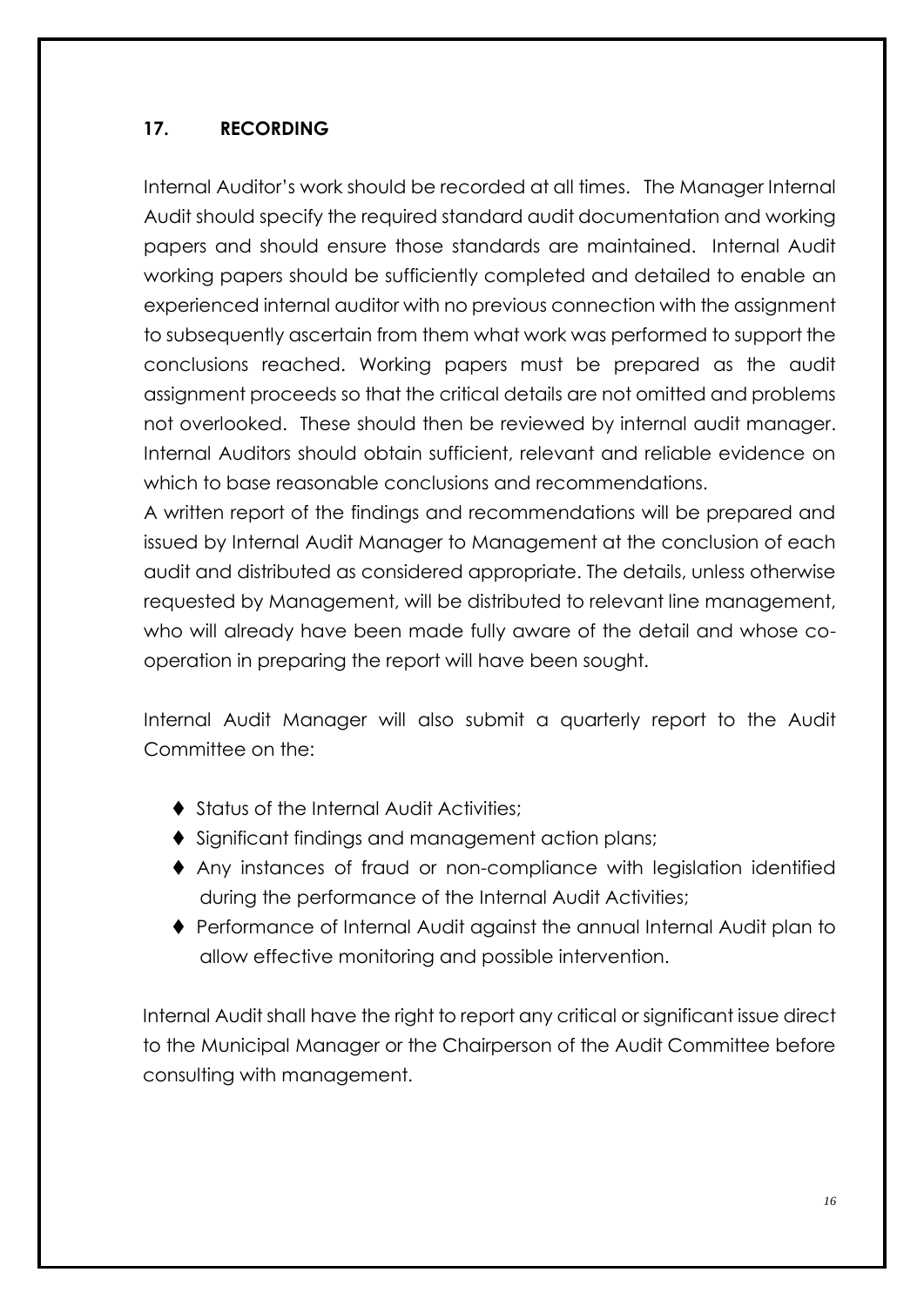## 17. RECORDING

Internal Auditor's work should be recorded at all times. The Manager Internal Audit should specify the required standard audit documentation and working papers and should ensure those standards are maintained. Internal Audit working papers should be sufficiently completed and detailed to enable an experienced internal auditor with no previous connection with the assignment to subsequently ascertain from them what work was performed to support the conclusions reached. Working papers must be prepared as the audit assignment proceeds so that the critical details are not omitted and problems not overlooked. These should then be reviewed by internal audit manager. Internal Auditors should obtain sufficient, relevant and reliable evidence on which to base reasonable conclusions and recommendations.
A written report of the findings and recommendations will be prepared and issued by Internal Audit Manager to Management at the conclusion of each audit and distributed as considered appropriate. The details, unless otherwise requested by Management, will be distributed to relevant line management, who will already have been made fully aware of the detail and whose co-operation in preparing the report will have been sought.

Internal Audit Manager will also submit a quarterly report to the Audit Committee on the:

- Status of the Internal Audit Activities;
- Significant findings and management action plans;
- Any instances of fraud or non-compliance with legislation identified during the performance of the Internal Audit Activities;
- Performance of Internal Audit against the annual Internal Audit plan to allow effective monitoring and possible intervention.

Internal Audit shall have the right to report any critical or significant issue direct to the Municipal Manager or the Chairperson of the Audit Committee before consulting with management.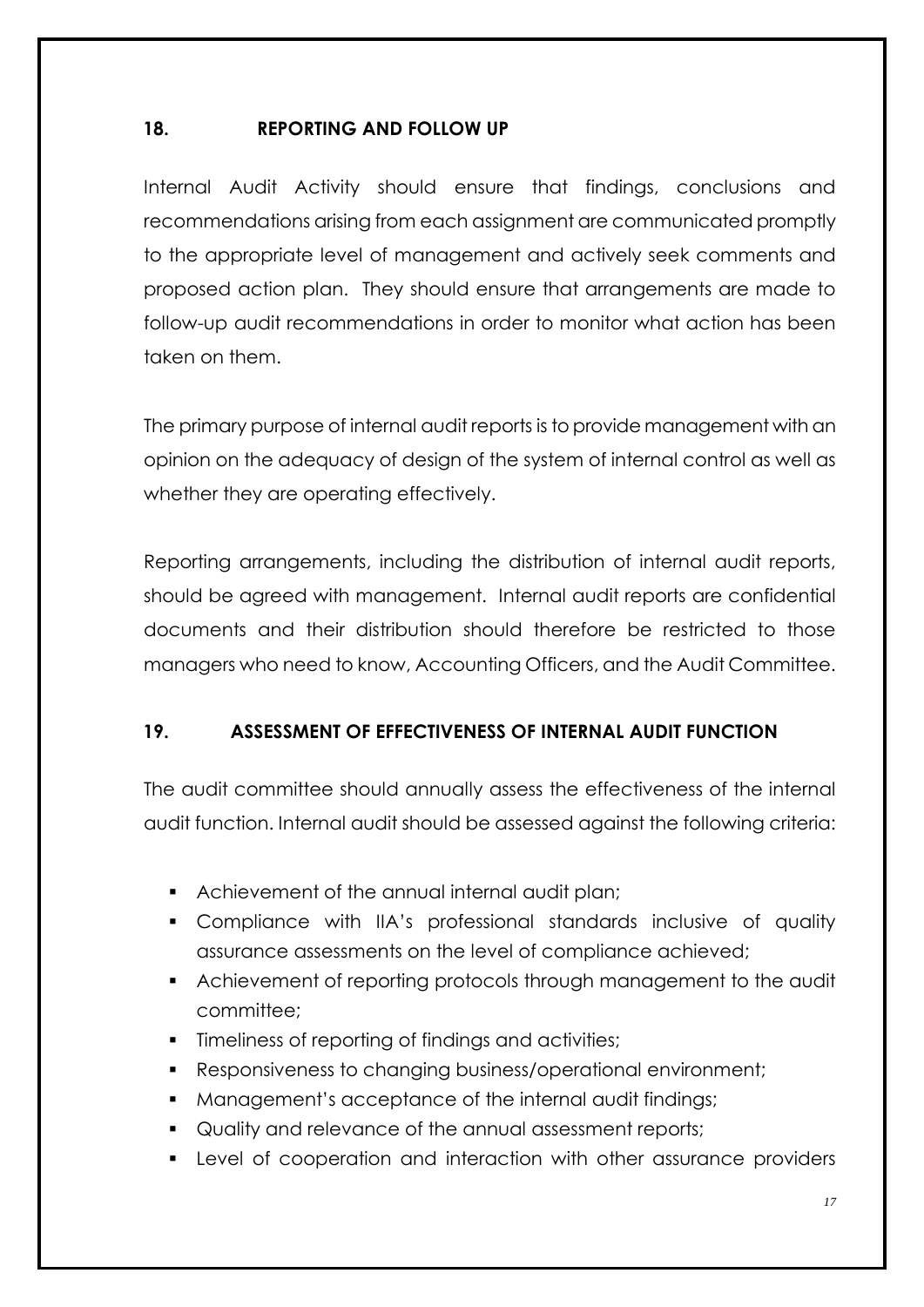## 18. REPORTING AND FOLLOW UP

Internal Audit Activity should ensure that findings, conclusions and recommendations arising from each assignment are communicated promptly to the appropriate level of management and actively seek comments and proposed action plan. They should ensure that arrangements are made to follow-up audit recommendations in order to monitor what action has been taken on them.

The primary purpose of internal audit reports is to provide management with an opinion on the adequacy of design of the system of internal control as well as whether they are operating effectively.

Reporting arrangements, including the distribution of internal audit reports, should be agreed with management. Internal audit reports are confidential documents and their distribution should therefore be restricted to those managers who need to know, Accounting Officers, and the Audit Committee.

## 19. ASSESSMENT OF EFFECTIVENESS OF INTERNAL AUDIT FUNCTION

The audit committee should annually assess the effectiveness of the internal audit function. Internal audit should be assessed against the following criteria:

- Achievement of the annual internal audit plan;
- Compliance with IIA's professional standards inclusive of quality assurance assessments on the level of compliance achieved;
- Achievement of reporting protocols through management to the audit committee;
- Timeliness of reporting of findings and activities;
- Responsiveness to changing business/operational environment;
- Management's acceptance of the internal audit findings;
- Quality and relevance of the annual assessment reports;
- Level of cooperation and interaction with other assurance providers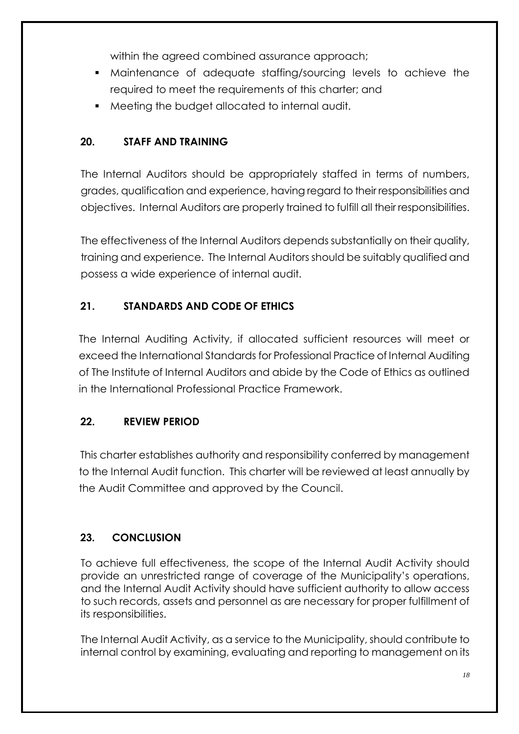within the agreed combined assurance approach;

- Maintenance of adequate staffing/sourcing levels to achieve the required to meet the requirements of this charter; and
- Meeting the budget allocated to internal audit.

## 20. STAFF AND TRAINING

The Internal Auditors should be appropriately staffed in terms of numbers, grades, qualification and experience, having regard to their responsibilities and objectives. Internal Auditors are properly trained to fulfill all their responsibilities.

The effectiveness of the Internal Auditors depends substantially on their quality, training and experience. The Internal Auditors should be suitably qualified and possess a wide experience of internal audit.

## 21. STANDARDS AND CODE OF ETHICS

The Internal Auditing Activity, if allocated sufficient resources will meet or exceed the International Standards for Professional Practice of Internal Auditing of The Institute of Internal Auditors and abide by the Code of Ethics as outlined in the International Professional Practice Framework.

## 22. REVIEW PERIOD

This charter establishes authority and responsibility conferred by management to the Internal Audit function. This charter will be reviewed at least annually by the Audit Committee and approved by the Council.

## 23. CONCLUSION

To achieve full effectiveness, the scope of the Internal Audit Activity should provide an unrestricted range of coverage of the Municipality's operations, and the Internal Audit Activity should have sufficient authority to allow access to such records, assets and personnel as are necessary for proper fulfillment of its responsibilities.

The Internal Audit Activity, as a service to the Municipality, should contribute to internal control by examining, evaluating and reporting to management on its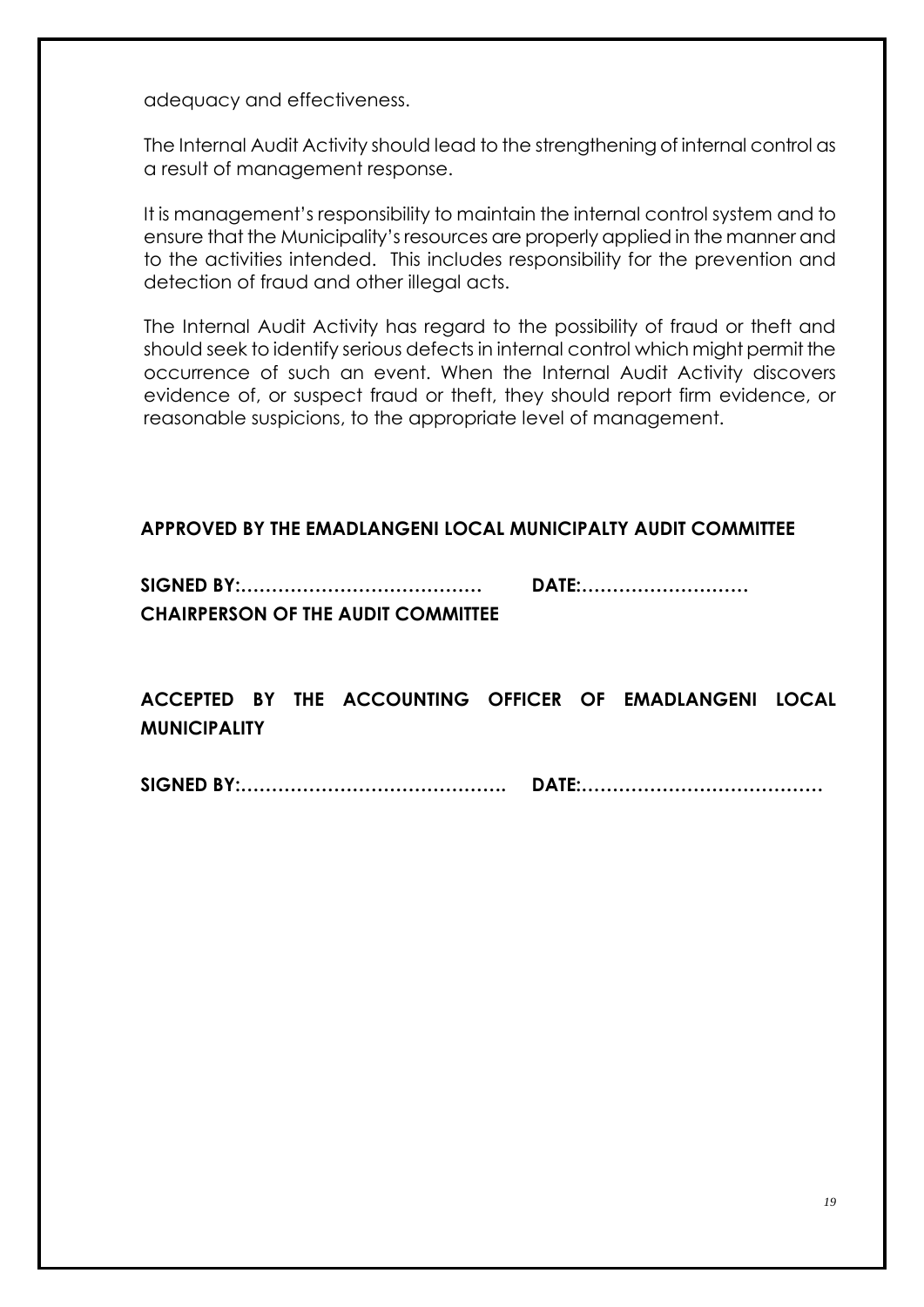adequacy and effectiveness.

The Internal Audit Activity should lead to the strengthening of internal control as a result of management response.

It is management's responsibility to maintain the internal control system and to ensure that the Municipality's resources are properly applied in the manner and to the activities intended. This includes responsibility for the prevention and detection of fraud and other illegal acts.

The Internal Audit Activity has regard to the possibility of fraud or theft and should seek to identify serious defects in internal control which might permit the occurrence of such an event. When the Internal Audit Activity discovers evidence of, or suspect fraud or theft, they should report firm evidence, or reasonable suspicions, to the appropriate level of management.

**APPROVED BY THE EMADLANGENI LOCAL MUNICIPALTY AUDIT COMMITTEE**

**SIGNED BY:………………………………… DATE:………………………**
**CHAIRPERSON OF THE AUDIT COMMITTEE**

**ACCEPTED BY THE ACCOUNTING OFFICER OF EMADLANGENI LOCAL MUNICIPALITY**

**SIGNED BY:……………………………………. DATE:…………………………………**